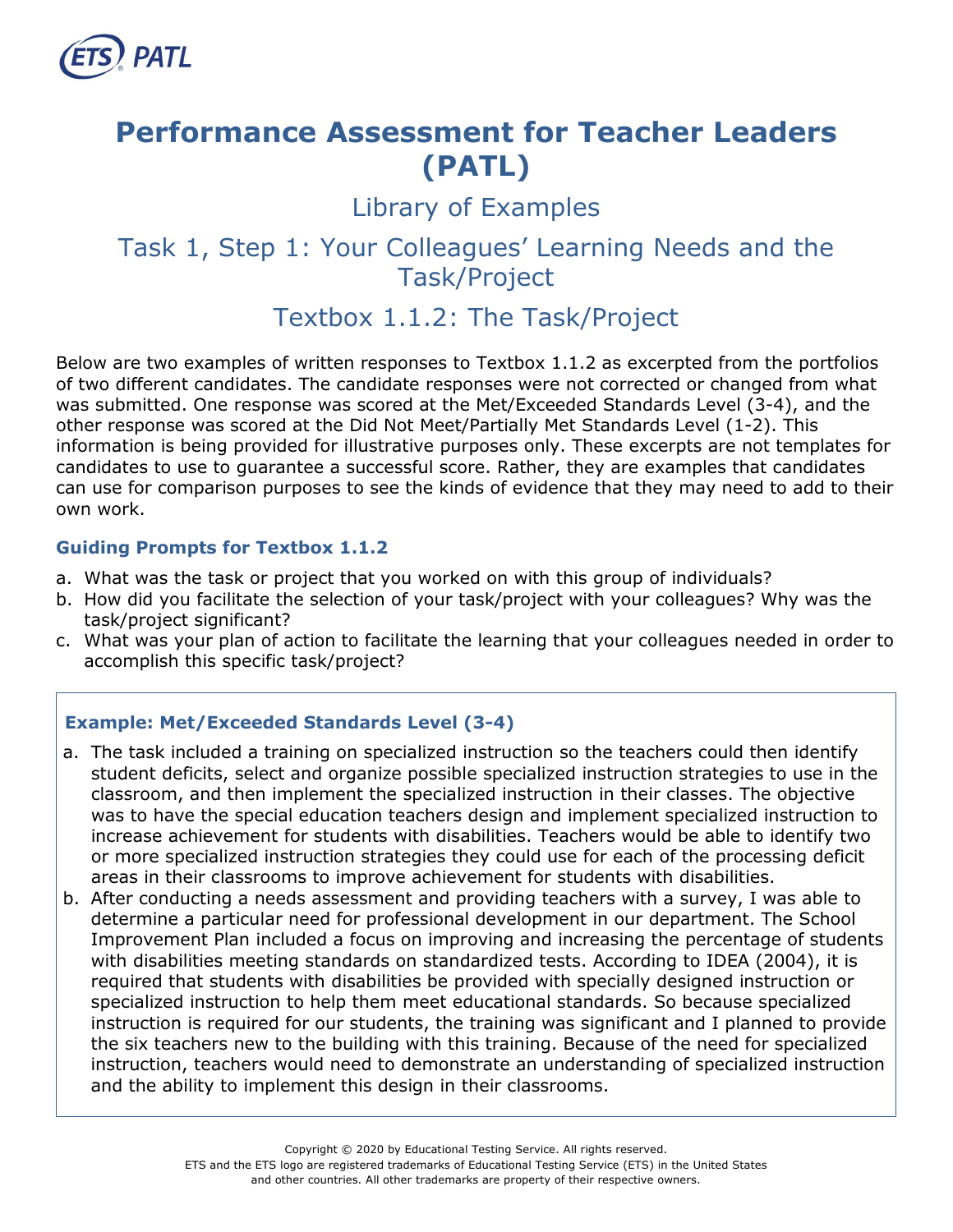# Performance Assessment for Teacher Leaders (PATL)

## Library of Examples

## Task 1, Step 1: Your Colleagues' Learning Needs and the Task/Project

## Textbox 1.1.2: The Task/Project

Below are two examples of written responses to Textbox 1.1.2 as excerpted from the portfolios of two different candidates. The candidate responses were not corrected or changed from what was submitted. One response was scored at the Met/Exceeded Standards Level (3-4), and the other response was scored at the Did Not Meet/Partially Met Standards Level (1-2). This information is being provided for illustrative purposes only. These excerpts are not templates for candidates to use to guarantee a successful score. Rather, they are examples that candidates can use for comparison purposes to see the kinds of evidence that they may need to add to their own work.

### Guiding Prompts for Textbox 1.1.2

a. What was the task or project that you worked on with this group of individuals?
b. How did you facilitate the selection of your task/project with your colleagues? Why was the task/project significant?
c. What was your plan of action to facilitate the learning that your colleagues needed in order to accomplish this specific task/project?

### Example: Met/Exceeded Standards Level (3-4)

a. The task included a training on specialized instruction so the teachers could then identify student deficits, select and organize possible specialized instruction strategies to use in the classroom, and then implement the specialized instruction in their classes. The objective was to have the special education teachers design and implement specialized instruction to increase achievement for students with disabilities. Teachers would be able to identify two or more specialized instruction strategies they could use for each of the processing deficit areas in their classrooms to improve achievement for students with disabilities.
b. After conducting a needs assessment and providing teachers with a survey, I was able to determine a particular need for professional development in our department. The School Improvement Plan included a focus on improving and increasing the percentage of students with disabilities meeting standards on standardized tests. According to IDEA (2004), it is required that students with disabilities be provided with specially designed instruction or specialized instruction to help them meet educational standards. So because specialized instruction is required for our students, the training was significant and I planned to provide the six teachers new to the building with this training. Because of the need for specialized instruction, teachers would need to demonstrate an understanding of specialized instruction and the ability to implement this design in their classrooms.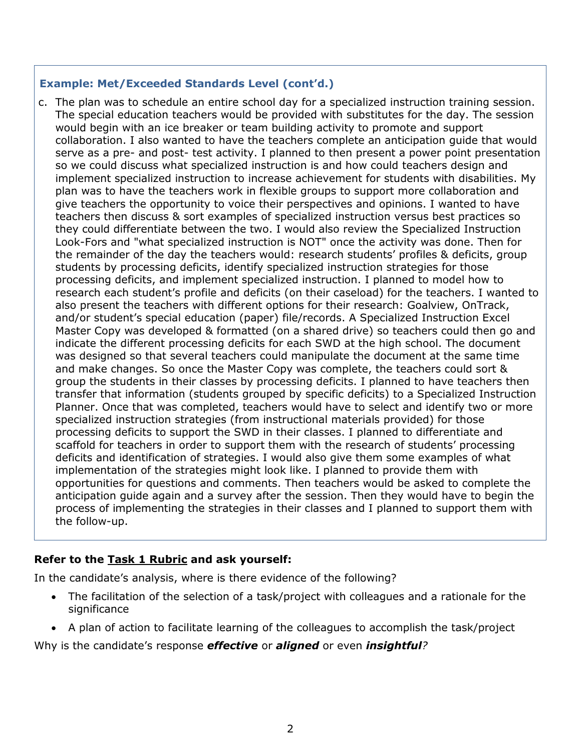### Example: Met/Exceeded Standards Level (cont'd.)

c. The plan was to schedule an entire school day for a specialized instruction training session. The special education teachers would be provided with substitutes for the day. The session would begin with an ice breaker or team building activity to promote and support collaboration. I also wanted to have the teachers complete an anticipation guide that would serve as a pre- and post- test activity. I planned to then present a power point presentation so we could discuss what specialized instruction is and how could teachers design and implement specialized instruction to increase achievement for students with disabilities. My plan was to have the teachers work in flexible groups to support more collaboration and give teachers the opportunity to voice their perspectives and opinions. I wanted to have teachers then discuss & sort examples of specialized instruction versus best practices so they could differentiate between the two. I would also review the Specialized Instruction Look-Fors and "what specialized instruction is NOT" once the activity was done. Then for the remainder of the day the teachers would: research students' profiles & deficits, group students by processing deficits, identify specialized instruction strategies for those processing deficits, and implement specialized instruction. I planned to model how to research each student's profile and deficits (on their caseload) for the teachers. I wanted to also present the teachers with different options for their research: Goalview, OnTrack, and/or student's special education (paper) file/records. A Specialized Instruction Excel Master Copy was developed & formatted (on a shared drive) so teachers could then go and indicate the different processing deficits for each SWD at the high school. The document was designed so that several teachers could manipulate the document at the same time and make changes. So once the Master Copy was complete, the teachers could sort & group the students in their classes by processing deficits. I planned to have teachers then transfer that information (students grouped by specific deficits) to a Specialized Instruction Planner. Once that was completed, teachers would have to select and identify two or more specialized instruction strategies (from instructional materials provided) for those processing deficits to support the SWD in their classes. I planned to differentiate and scaffold for teachers in order to support them with the research of students' processing deficits and identification of strategies. I would also give them some examples of what implementation of the strategies might look like. I planned to provide them with opportunities for questions and comments. Then teachers would be asked to complete the anticipation guide again and a survey after the session. Then they would have to begin the process of implementing the strategies in their classes and I planned to support them with the follow-up.

**Refer to the Task 1 Rubric and ask yourself:**

In the candidate's analysis, where is there evidence of the following?

- The facilitation of the selection of a task/project with colleagues and a rationale for the significance
- A plan of action to facilitate learning of the colleagues to accomplish the task/project

Why is the candidate's response ***effective*** or ***aligned*** or even ***insightful****?*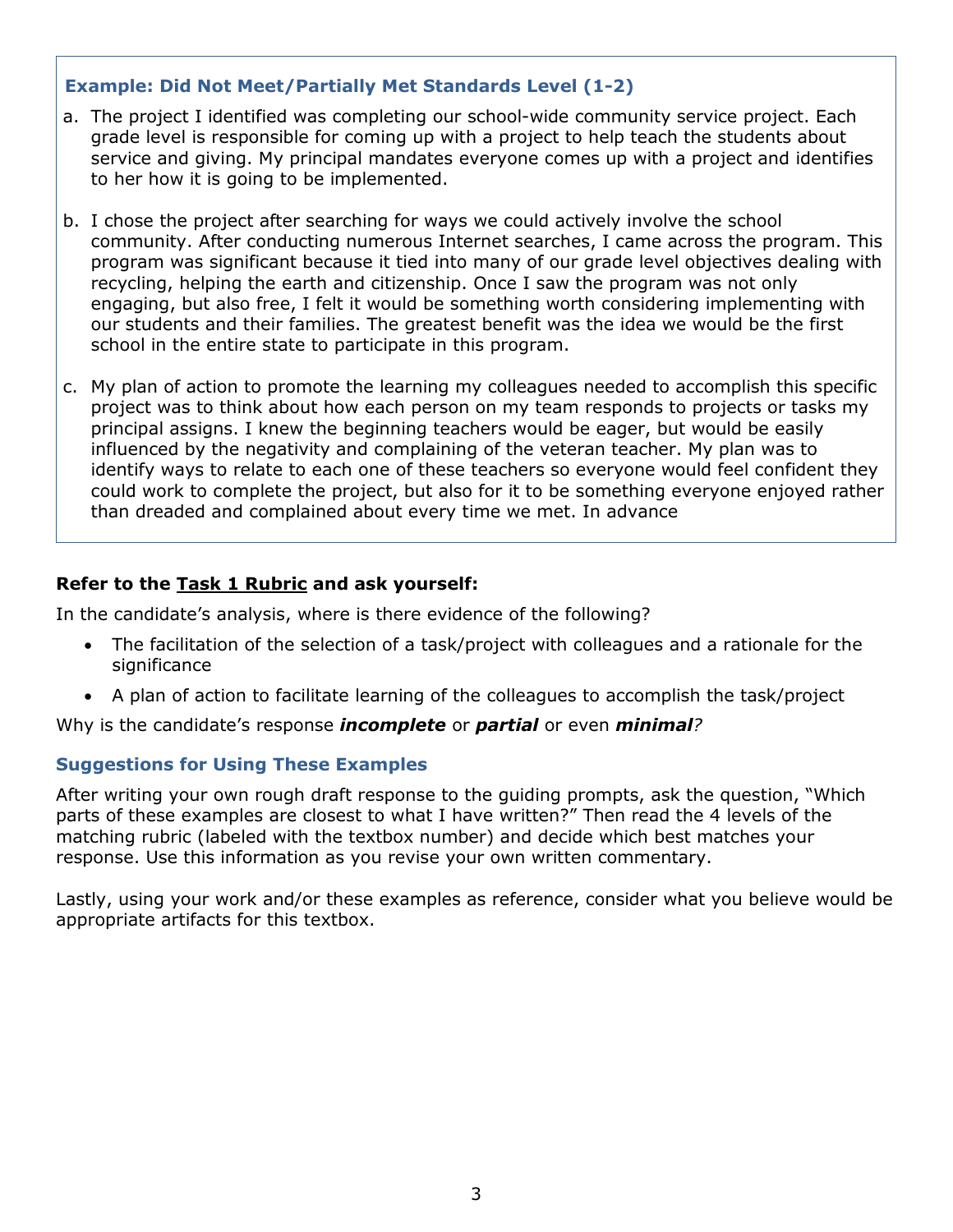### Example: Did Not Meet/Partially Met Standards Level (1-2)

a. The project I identified was completing our school-wide community service project. Each grade level is responsible for coming up with a project to help teach the students about service and giving. My principal mandates everyone comes up with a project and identifies to her how it is going to be implemented.

b. I chose the project after searching for ways we could actively involve the school community. After conducting numerous Internet searches, I came across the program. This program was significant because it tied into many of our grade level objectives dealing with recycling, helping the earth and citizenship. Once I saw the program was not only engaging, but also free, I felt it would be something worth considering implementing with our students and their families. The greatest benefit was the idea we would be the first school in the entire state to participate in this program.

c. My plan of action to promote the learning my colleagues needed to accomplish this specific project was to think about how each person on my team responds to projects or tasks my principal assigns. I knew the beginning teachers would be eager, but would be easily influenced by the negativity and complaining of the veteran teacher. My plan was to identify ways to relate to each one of these teachers so everyone would feel confident they could work to complete the project, but also for it to be something everyone enjoyed rather than dreaded and complained about every time we met. In advance

**Refer to the Task 1 Rubric and ask yourself:**

In the candidate's analysis, where is there evidence of the following?

- The facilitation of the selection of a task/project with colleagues and a rationale for the significance
- A plan of action to facilitate learning of the colleagues to accomplish the task/project

Why is the candidate's response ***incomplete*** or ***partial*** or even ***minimal***?

### Suggestions for Using These Examples

After writing your own rough draft response to the guiding prompts, ask the question, "Which parts of these examples are closest to what I have written?" Then read the 4 levels of the matching rubric (labeled with the textbox number) and decide which best matches your response. Use this information as you revise your own written commentary.

Lastly, using your work and/or these examples as reference, consider what you believe would be appropriate artifacts for this textbox.